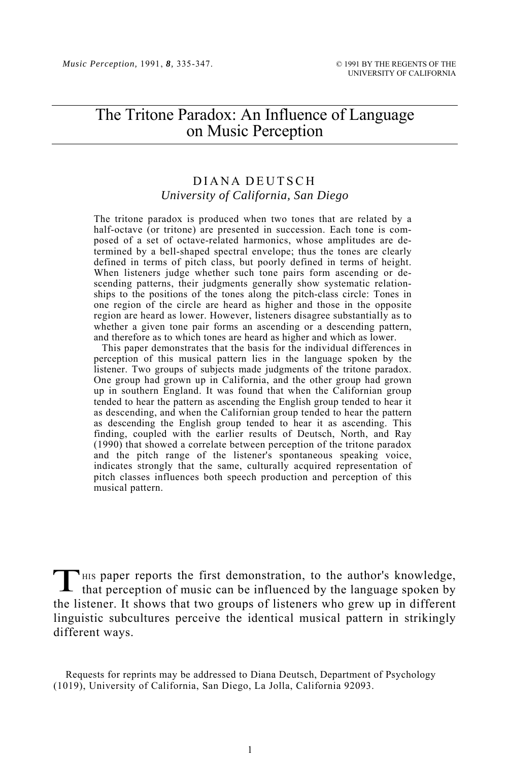# The Tritone Paradox: An Influence of Language on Music Perception

DIANA DEUTSCH
*University of California, San Diego*

The tritone paradox is produced when two tones that are related by a half-octave (or tritone) are presented in succession. Each tone is composed of a set of octave-related harmonics, whose amplitudes are determined by a bell-shaped spectral envelope; thus the tones are clearly defined in terms of pitch class, but poorly defined in terms of height. When listeners judge whether such tone pairs form ascending or descending patterns, their judgments generally show systematic relationships to the positions of the tones along the pitch-class circle: Tones in one region of the circle are heard as higher and those in the opposite region are heard as lower. However, listeners disagree substantially as to whether a given tone pair forms an ascending or a descending pattern, and therefore as to which tones are heard as higher and which as lower.

This paper demonstrates that the basis for the individual differences in perception of this musical pattern lies in the language spoken by the listener. Two groups of subjects made judgments of the tritone paradox. One group had grown up in California, and the other group had grown up in southern England. It was found that when the Californian group tended to hear the pattern as ascending the English group tended to hear it as descending, and when the Californian group tended to hear the pattern as descending the English group tended to hear it as ascending. This finding, coupled with the earlier results of Deutsch, North, and Ray (1990) that showed a correlate between perception of the tritone paradox and the pitch range of the listener's spontaneous speaking voice, indicates strongly that the same, culturally acquired representation of pitch classes influences both speech production and perception of this musical pattern.

THIS paper reports the first demonstration, to the author's knowledge, that perception of music can be influenced by the language spoken by the listener. It shows that two groups of listeners who grew up in different linguistic subcultures perceive the identical musical pattern in strikingly different ways.

Requests for reprints may be addressed to Diana Deutsch, Department of Psychology (1019), University of California, San Diego, La Jolla, California 92093.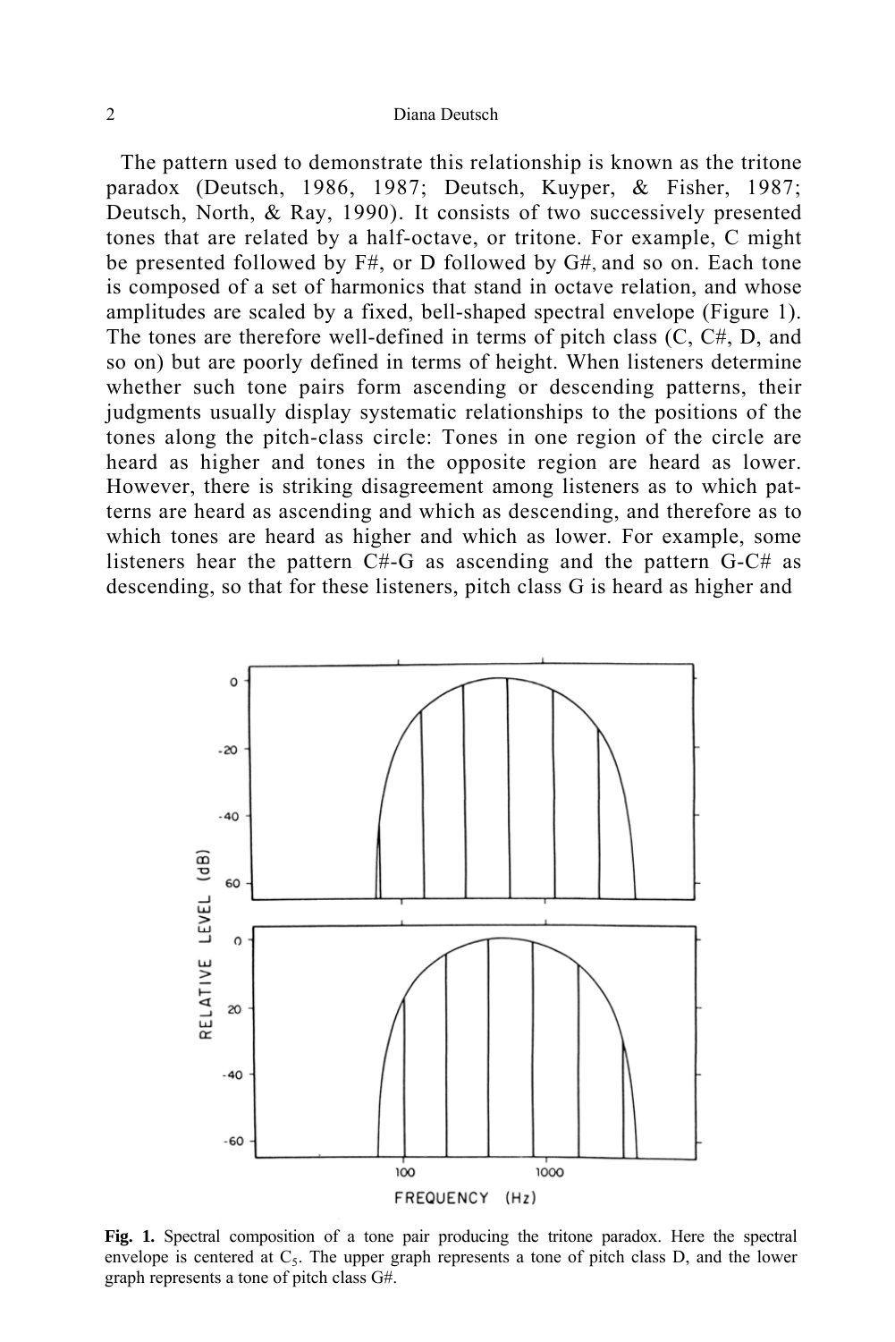The pattern used to demonstrate this relationship is known as the tritone paradox (Deutsch, 1986, 1987; Deutsch, Kuyper, & Fisher, 1987; Deutsch, North, & Ray, 1990). It consists of two successively presented tones that are related by a half-octave, or tritone. For example, C might be presented followed by F#, or D followed by G#, and so on. Each tone is composed of a set of harmonics that stand in octave relation, and whose amplitudes are scaled by a fixed, bell-shaped spectral envelope (Figure 1). The tones are therefore well-defined in terms of pitch class (C, C#, D, and so on) but are poorly defined in terms of height. When listeners determine whether such tone pairs form ascending or descending patterns, their judgments usually display systematic relationships to the positions of the tones along the pitch-class circle: Tones in one region of the circle are heard as higher and tones in the opposite region are heard as lower. However, there is striking disagreement among listeners as to which patterns are heard as ascending and which as descending, and therefore as to which tones are heard as higher and which as lower. For example, some listeners hear the pattern C#-G as ascending and the pattern G-C# as descending, so that for these listeners, pitch class G is heard as higher and

**Fig. 1.** Spectral composition of a tone pair producing the tritone paradox. Here the spectral envelope is centered at $C_5$. The upper graph represents a tone of pitch class D, and the lower graph represents a tone of pitch class G#.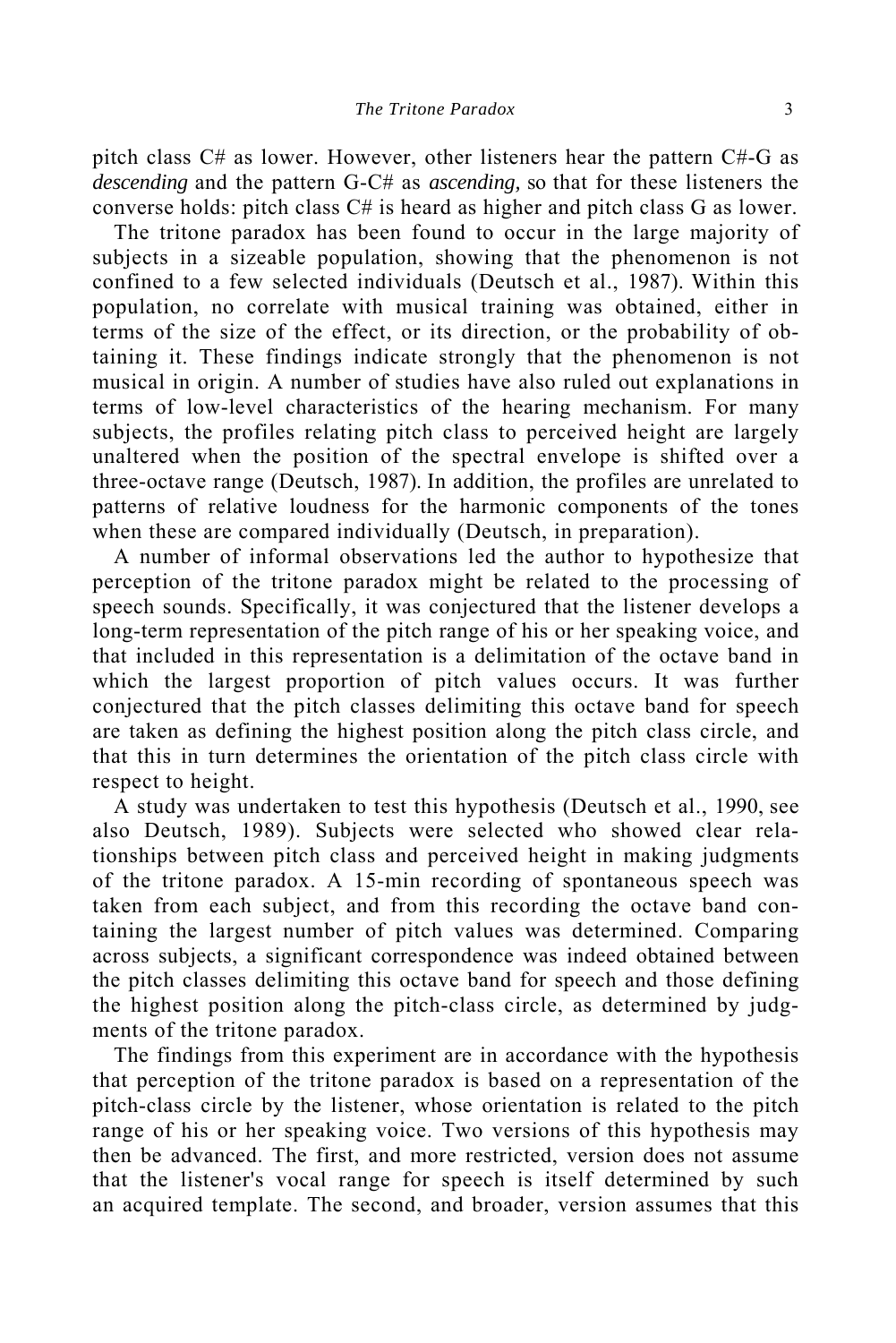pitch class C# as lower. However, other listeners hear the pattern C#-G as *descending* and the pattern G-C# as *ascending,* so that for these listeners the converse holds: pitch class C# is heard as higher and pitch class G as lower.

The tritone paradox has been found to occur in the large majority of subjects in a sizeable population, showing that the phenomenon is not confined to a few selected individuals (Deutsch et al., 1987). Within this population, no correlate with musical training was obtained, either in terms of the size of the effect, or its direction, or the probability of obtaining it. These findings indicate strongly that the phenomenon is not musical in origin. A number of studies have also ruled out explanations in terms of low-level characteristics of the hearing mechanism. For many subjects, the profiles relating pitch class to perceived height are largely unaltered when the position of the spectral envelope is shifted over a three-octave range (Deutsch, 1987). In addition, the profiles are unrelated to patterns of relative loudness for the harmonic components of the tones when these are compared individually (Deutsch, in preparation).

A number of informal observations led the author to hypothesize that perception of the tritone paradox might be related to the processing of speech sounds. Specifically, it was conjectured that the listener develops a long-term representation of the pitch range of his or her speaking voice, and that included in this representation is a delimitation of the octave band in which the largest proportion of pitch values occurs. It was further conjectured that the pitch classes delimiting this octave band for speech are taken as defining the highest position along the pitch class circle, and that this in turn determines the orientation of the pitch class circle with respect to height.

A study was undertaken to test this hypothesis (Deutsch et al., 1990, see also Deutsch, 1989). Subjects were selected who showed clear relationships between pitch class and perceived height in making judgments of the tritone paradox. A 15-min recording of spontaneous speech was taken from each subject, and from this recording the octave band containing the largest number of pitch values was determined. Comparing across subjects, a significant correspondence was indeed obtained between the pitch classes delimiting this octave band for speech and those defining the highest position along the pitch-class circle, as determined by judgments of the tritone paradox.

The findings from this experiment are in accordance with the hypothesis that perception of the tritone paradox is based on a representation of the pitch-class circle by the listener, whose orientation is related to the pitch range of his or her speaking voice. Two versions of this hypothesis may then be advanced. The first, and more restricted, version does not assume that the listener's vocal range for speech is itself determined by such an acquired template. The second, and broader, version assumes that this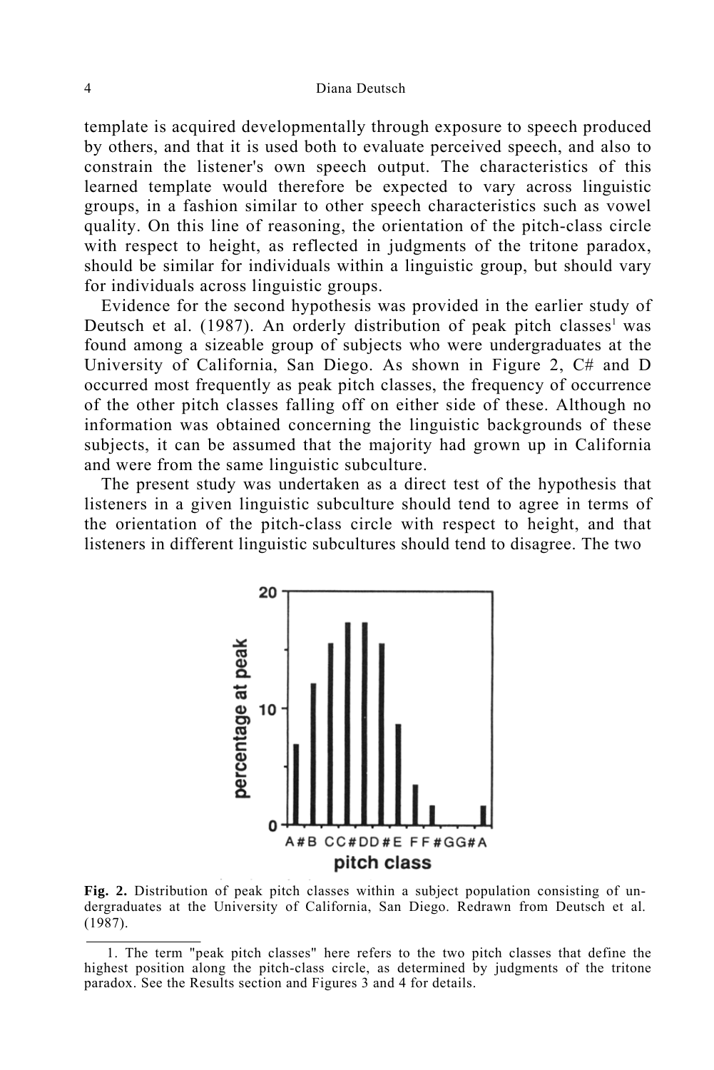template is acquired developmentally through exposure to speech produced by others, and that it is used both to evaluate perceived speech, and also to constrain the listener's own speech output. The characteristics of this learned template would therefore be expected to vary across linguistic groups, in a fashion similar to other speech characteristics such as vowel quality. On this line of reasoning, the orientation of the pitch-class circle with respect to height, as reflected in judgments of the tritone paradox, should be similar for individuals within a linguistic group, but should vary for individuals across linguistic groups.

Evidence for the second hypothesis was provided in the earlier study of Deutsch et al. (1987). An orderly distribution of peak pitch classes[1] was found among a sizeable group of subjects who were undergraduates at the University of California, San Diego. As shown in Figure 2, C# and D occurred most frequently as peak pitch classes, the frequency of occurrence of the other pitch classes falling off on either side of these. Although no information was obtained concerning the linguistic backgrounds of these subjects, it can be assumed that the majority had grown up in California and were from the same linguistic subculture.

The present study was undertaken as a direct test of the hypothesis that listeners in a given linguistic subculture should tend to agree in terms of the orientation of the pitch-class circle with respect to height, and that listeners in different linguistic subcultures should tend to disagree. The two

20

10

0

percentage at peak

A# B C C# D D# E F F# G G# A

pitch class

**Fig. 2.** Distribution of peak pitch classes within a subject population consisting of undergraduates at the University of California, San Diego. Redrawn from Deutsch et al. (1987).

---

1. The term "peak pitch classes" here refers to the two pitch classes that define the highest position along the pitch-class circle, as determined by judgments of the tritone paradox. See the Results section and Figures 3 and 4 for details.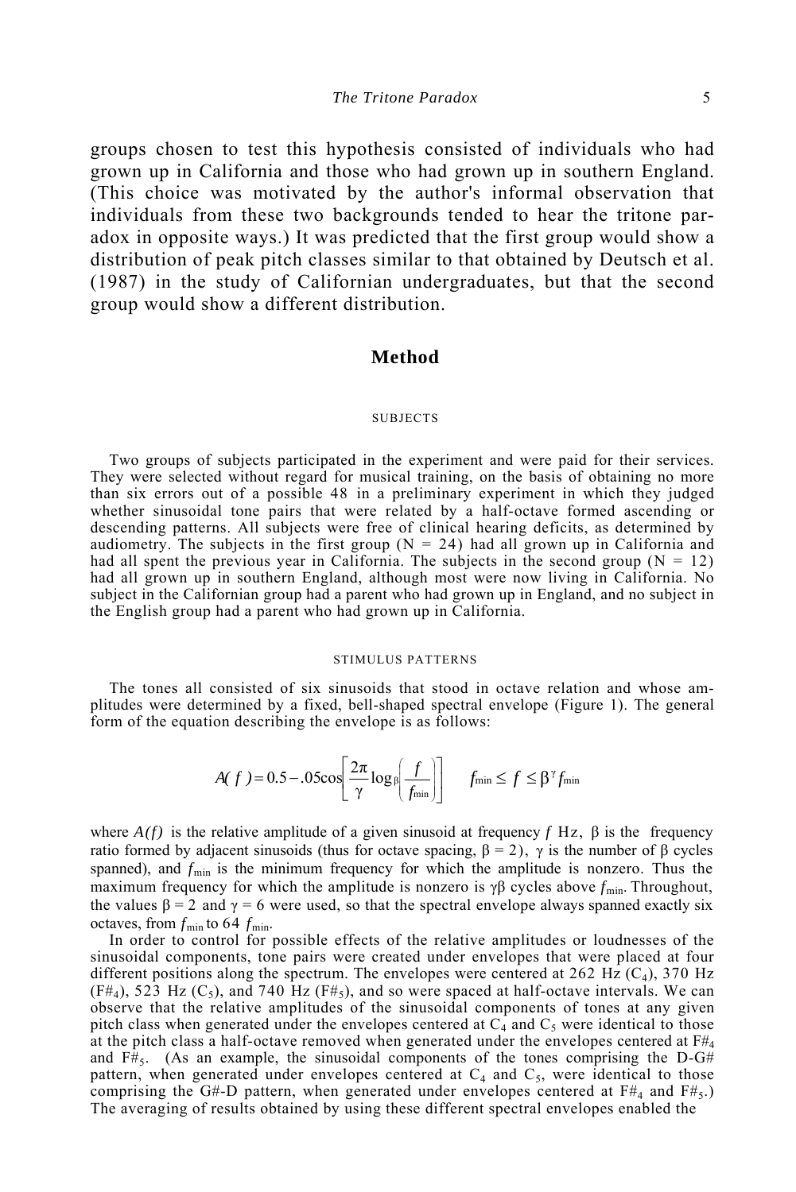groups chosen to test this hypothesis consisted of individuals who had grown up in California and those who had grown up in southern England. (This choice was motivated by the author's informal observation that individuals from these two backgrounds tended to hear the tritone paradox in opposite ways.) It was predicted that the first group would show a distribution of peak pitch classes similar to that obtained by Deutsch et al. (1987) in the study of Californian undergraduates, but that the second group would show a different distribution.

## Method

### SUBJECTS

Two groups of subjects participated in the experiment and were paid for their services. They were selected without regard for musical training, on the basis of obtaining no more than six errors out of a possible 48 in a preliminary experiment in which they judged whether sinusoidal tone pairs that were related by a half-octave formed ascending or descending patterns. All subjects were free of clinical hearing deficits, as determined by audiometry. The subjects in the first group (N = 24) had all grown up in California and had all spent the previous year in California. The subjects in the second group (N = 12) had all grown up in southern England, although most were now living in California. No subject in the Californian group had a parent who had grown up in England, and no subject in the English group had a parent who had grown up in California.

### STIMULUS PATTERNS

The tones all consisted of six sinusoids that stood in octave relation and whose amplitudes were determined by a fixed, bell-shaped spectral envelope (Figure 1). The general form of the equation describing the envelope is as follows:

$$A(f) = 0.5 - .05\cos\left[\frac{2\pi}{\gamma}\log_{\beta}\left(\frac{f}{f_{\min}}\right)\right] \qquad f_{\min} \leq f \leq \beta^{\gamma} f_{\min}$$

where $A(f)$ is the relative amplitude of a given sinusoid at frequency $f$ Hz, $\beta$ is the frequency ratio formed by adjacent sinusoids (thus for octave spacing, $\beta = 2$), $\gamma$ is the number of $\beta$ cycles spanned), and $f_{\min}$ is the minimum frequency for which the amplitude is nonzero. Thus the maximum frequency for which the amplitude is nonzero is $\gamma\beta$ cycles above $f_{\min}$. Throughout, the values $\beta = 2$ and $\gamma = 6$ were used, so that the spectral envelope always spanned exactly six octaves, from $f_{\min}$ to $64\ f_{\min}$.

In order to control for possible effects of the relative amplitudes or loudnesses of the sinusoidal components, tone pairs were created under envelopes that were placed at four different positions along the spectrum. The envelopes were centered at 262 Hz ($C_4$), 370 Hz ($F\#_4$), 523 Hz ($C_5$), and 740 Hz ($F\#_5$), and so were spaced at half-octave intervals. We can observe that the relative amplitudes of the sinusoidal components of tones at any given pitch class when generated under the envelopes centered at $C_4$ and $C_5$ were identical to those at the pitch class a half-octave removed when generated under the envelopes centered at $F\#_4$ and $F\#_5$. (As an example, the sinusoidal components of the tones comprising the D-G# pattern, when generated under envelopes centered at $C_4$ and $C_5$, were identical to those comprising the G#-D pattern, when generated under envelopes centered at $F\#_4$ and $F\#_5$.) The averaging of results obtained by using these different spectral envelopes enabled the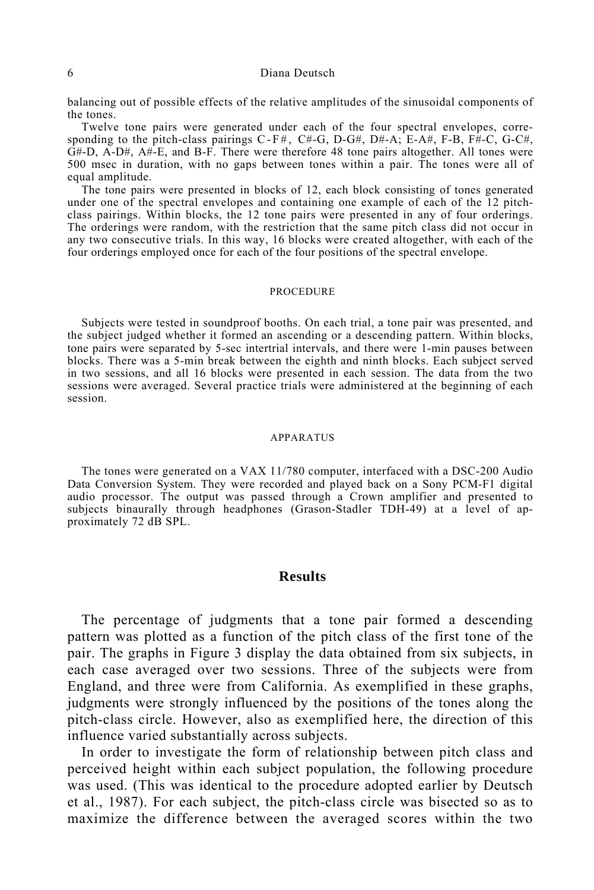balancing out of possible effects of the relative amplitudes of the sinusoidal components of the tones.

Twelve tone pairs were generated under each of the four spectral envelopes, corresponding to the pitch-class pairings C-F#, C#-G, D-G#, D#-A; E-A#, F-B, F#-C, G-C#, G#-D, A-D#, A#-E, and B-F. There were therefore 48 tone pairs altogether. All tones were 500 msec in duration, with no gaps between tones within a pair. The tones were all of equal amplitude.

The tone pairs were presented in blocks of 12, each block consisting of tones generated under one of the spectral envelopes and containing one example of each of the 12 pitch-class pairings. Within blocks, the 12 tone pairs were presented in any of four orderings. The orderings were random, with the restriction that the same pitch class did not occur in any two consecutive trials. In this way, 16 blocks were created altogether, with each of the four orderings employed once for each of the four positions of the spectral envelope.

### PROCEDURE

Subjects were tested in soundproof booths. On each trial, a tone pair was presented, and the subject judged whether it formed an ascending or a descending pattern. Within blocks, tone pairs were separated by 5-sec intertrial intervals, and there were 1-min pauses between blocks. There was a 5-min break between the eighth and ninth blocks. Each subject served in two sessions, and all 16 blocks were presented in each session. The data from the two sessions were averaged. Several practice trials were administered at the beginning of each session.

### APPARATUS

The tones were generated on a VAX 11/780 computer, interfaced with a DSC-200 Audio Data Conversion System. They were recorded and played back on a Sony PCM-F1 digital audio processor. The output was passed through a Crown amplifier and presented to subjects binaurally through headphones (Grason-Stadler TDH-49) at a level of approximately 72 dB SPL.

## Results

The percentage of judgments that a tone pair formed a descending pattern was plotted as a function of the pitch class of the first tone of the pair. The graphs in Figure 3 display the data obtained from six subjects, in each case averaged over two sessions. Three of the subjects were from England, and three were from California. As exemplified in these graphs, judgments were strongly influenced by the positions of the tones along the pitch-class circle. However, also as exemplified here, the direction of this influence varied substantially across subjects.

In order to investigate the form of relationship between pitch class and perceived height within each subject population, the following procedure was used. (This was identical to the procedure adopted earlier by Deutsch et al., 1987). For each subject, the pitch-class circle was bisected so as to maximize the difference between the averaged scores within the two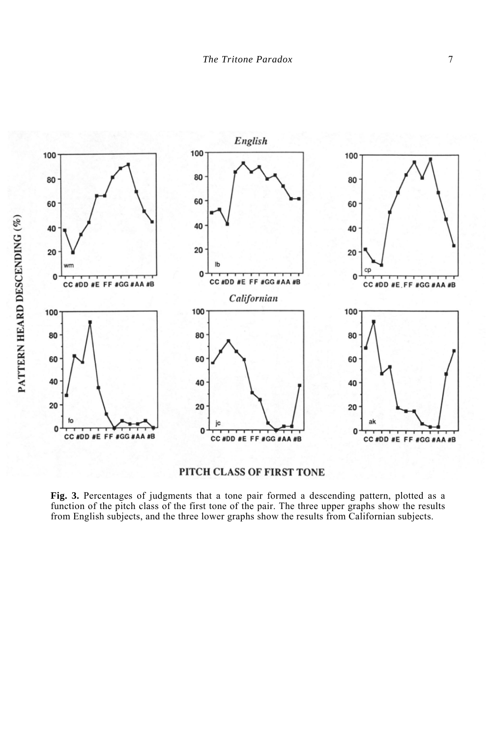**Fig. 3.** Percentages of judgments that a tone pair formed a descending pattern, plotted as a function of the pitch class of the first tone of the pair. The three upper graphs show the results from English subjects, and the three lower graphs show the results from Californian subjects.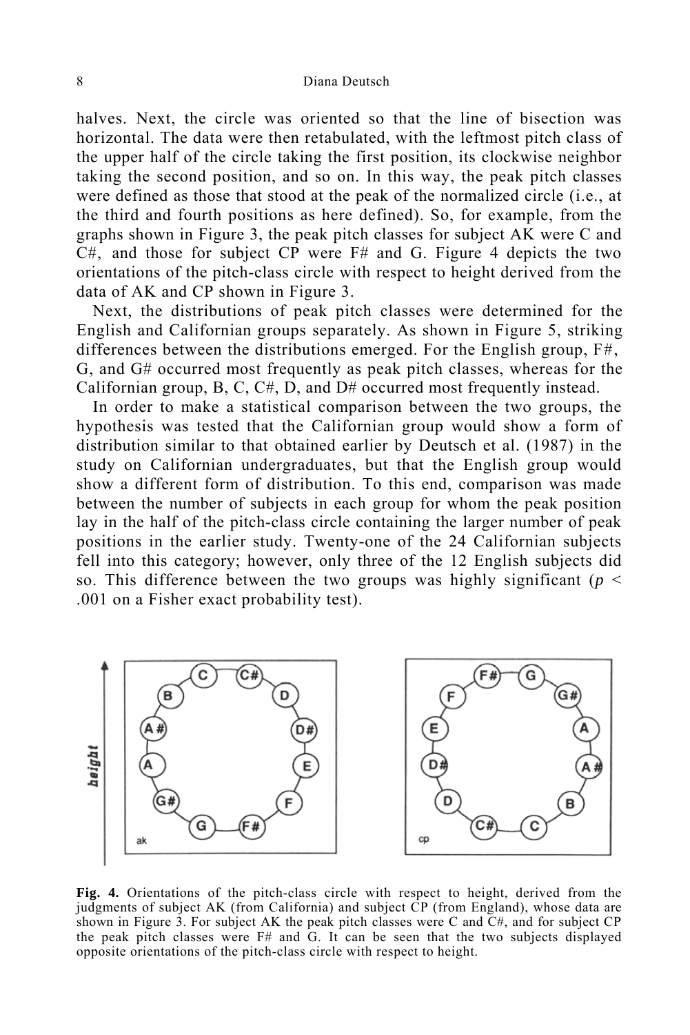halves. Next, the circle was oriented so that the line of bisection was horizontal. The data were then retabulated, with the leftmost pitch class of the upper half of the circle taking the first position, its clockwise neighbor taking the second position, and so on. In this way, the peak pitch classes were defined as those that stood at the peak of the normalized circle (i.e., at the third and fourth positions as here defined). So, for example, from the graphs shown in Figure 3, the peak pitch classes for subject AK were C and C#, and those for subject CP were F# and G. Figure 4 depicts the two orientations of the pitch-class circle with respect to height derived from the data of AK and CP shown in Figure 3.

Next, the distributions of peak pitch classes were determined for the English and Californian groups separately. As shown in Figure 5, striking differences between the distributions emerged. For the English group, F#, G, and G# occurred most frequently as peak pitch classes, whereas for the Californian group, B, C, C#, D, and D# occurred most frequently instead.

In order to make a statistical comparison between the two groups, the hypothesis was tested that the Californian group would show a form of distribution similar to that obtained earlier by Deutsch et al. (1987) in the study on Californian undergraduates, but that the English group would show a different form of distribution. To this end, comparison was made between the number of subjects in each group for whom the peak position lay in the half of the pitch-class circle containing the larger number of peak positions in the earlier study. Twenty-one of the 24 Californian subjects fell into this category; however, only three of the 12 English subjects did so. This difference between the two groups was highly significant ($p < .001$ on a Fisher exact probability test).

**Fig. 4.** Orientations of the pitch-class circle with respect to height, derived from the judgments of subject AK (from California) and subject CP (from England), whose data are shown in Figure 3. For subject AK the peak pitch classes were C and C#, and for subject CP the peak pitch classes were F# and G. It can be seen that the two subjects displayed opposite orientations of the pitch-class circle with respect to height.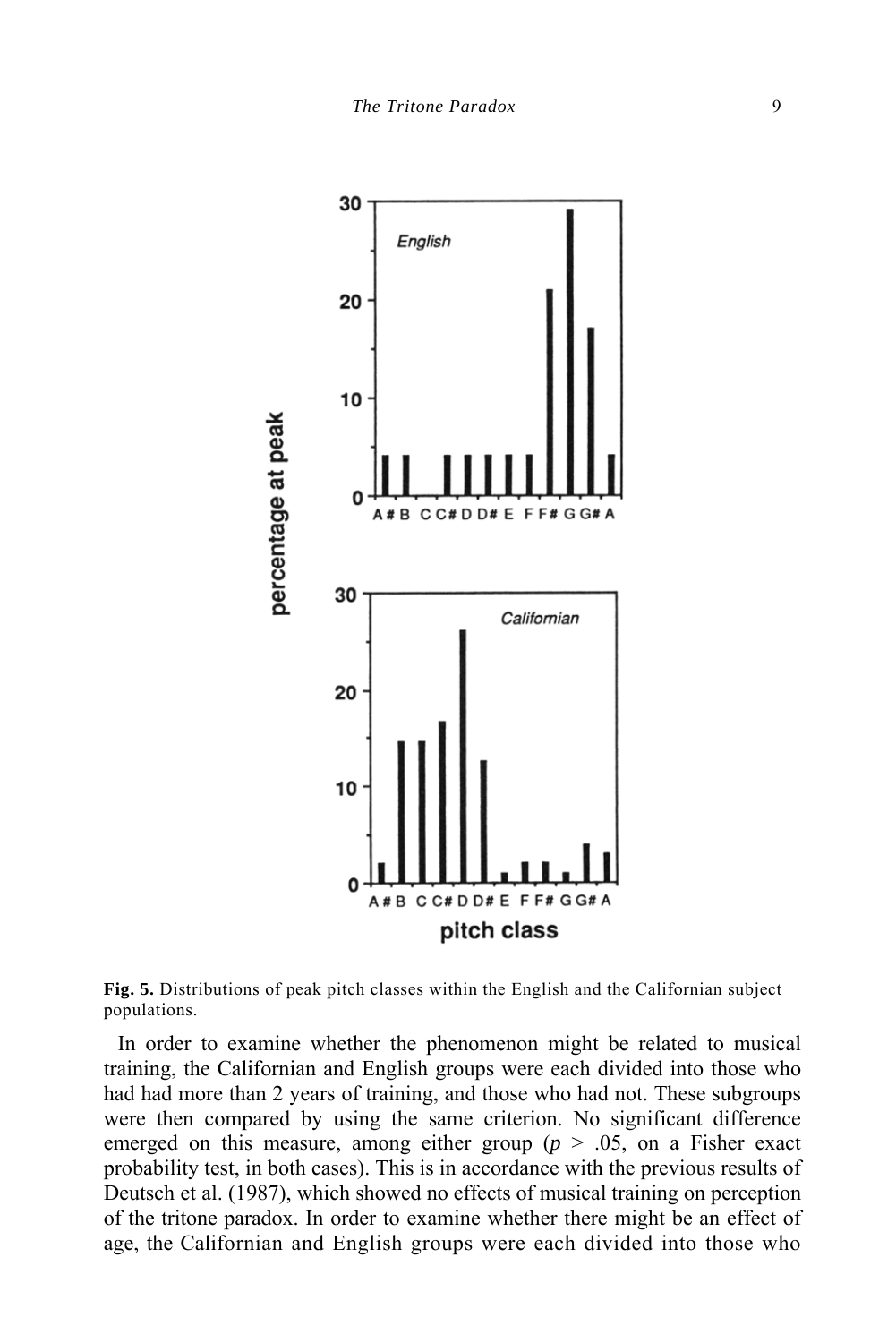**Fig. 5.** Distributions of peak pitch classes within the English and the Californian subject populations.

In order to examine whether the phenomenon might be related to musical training, the Californian and English groups were each divided into those who had had more than 2 years of training, and those who had not. These subgroups were then compared by using the same criterion. No significant difference emerged on this measure, among either group ($p > .05$, on a Fisher exact probability test, in both cases). This is in accordance with the previous results of Deutsch et al. (1987), which showed no effects of musical training on perception of the tritone paradox. In order to examine whether there might be an effect of age, the Californian and English groups were each divided into those who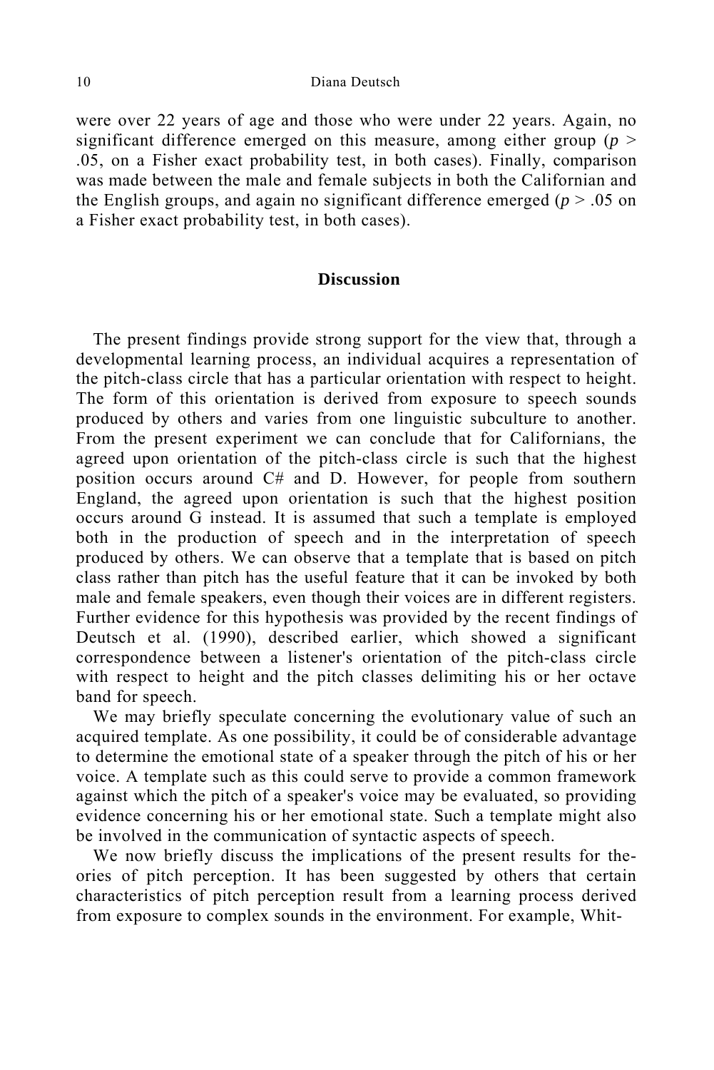were over 22 years of age and those who were under 22 years. Again, no significant difference emerged on this measure, among either group ($p > .05$, on a Fisher exact probability test, in both cases). Finally, comparison was made between the male and female subjects in both the Californian and the English groups, and again no significant difference emerged ($p > .05$ on a Fisher exact probability test, in both cases).

## Discussion

The present findings provide strong support for the view that, through a developmental learning process, an individual acquires a representation of the pitch-class circle that has a particular orientation with respect to height. The form of this orientation is derived from exposure to speech sounds produced by others and varies from one linguistic subculture to another. From the present experiment we can conclude that for Californians, the agreed upon orientation of the pitch-class circle is such that the highest position occurs around C# and D. However, for people from southern England, the agreed upon orientation is such that the highest position occurs around G instead. It is assumed that such a template is employed both in the production of speech and in the interpretation of speech produced by others. We can observe that a template that is based on pitch class rather than pitch has the useful feature that it can be invoked by both male and female speakers, even though their voices are in different registers. Further evidence for this hypothesis was provided by the recent findings of Deutsch et al. (1990), described earlier, which showed a significant correspondence between a listener's orientation of the pitch-class circle with respect to height and the pitch classes delimiting his or her octave band for speech.

We may briefly speculate concerning the evolutionary value of such an acquired template. As one possibility, it could be of considerable advantage to determine the emotional state of a speaker through the pitch of his or her voice. A template such as this could serve to provide a common framework against which the pitch of a speaker's voice may be evaluated, so providing evidence concerning his or her emotional state. Such a template might also be involved in the communication of syntactic aspects of speech.

We now briefly discuss the implications of the present results for theories of pitch perception. It has been suggested by others that certain characteristics of pitch perception result from a learning process derived from exposure to complex sounds in the environment. For example, Whit-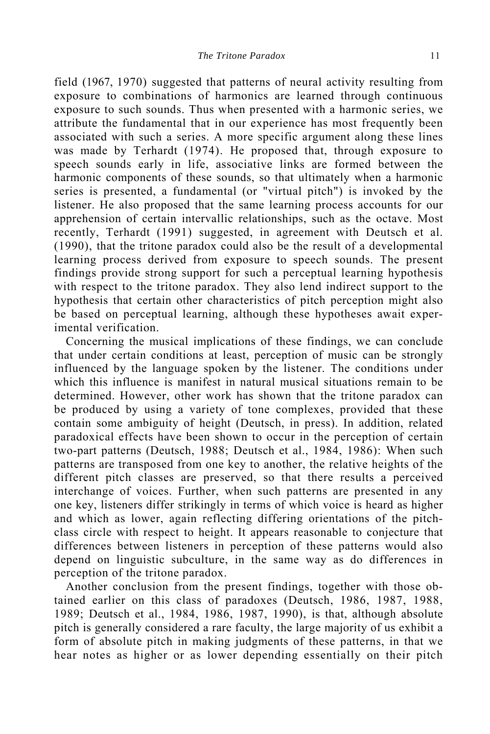field (1967, 1970) suggested that patterns of neural activity resulting from exposure to combinations of harmonics are learned through continuous exposure to such sounds. Thus when presented with a harmonic series, we attribute the fundamental that in our experience has most frequently been associated with such a series. A more specific argument along these lines was made by Terhardt (1974). He proposed that, through exposure to speech sounds early in life, associative links are formed between the harmonic components of these sounds, so that ultimately when a harmonic series is presented, a fundamental (or "virtual pitch") is invoked by the listener. He also proposed that the same learning process accounts for our apprehension of certain intervallic relationships, such as the octave. Most recently, Terhardt (1991) suggested, in agreement with Deutsch et al. (1990), that the tritone paradox could also be the result of a developmental learning process derived from exposure to speech sounds. The present findings provide strong support for such a perceptual learning hypothesis with respect to the tritone paradox. They also lend indirect support to the hypothesis that certain other characteristics of pitch perception might also be based on perceptual learning, although these hypotheses await experimental verification.

Concerning the musical implications of these findings, we can conclude that under certain conditions at least, perception of music can be strongly influenced by the language spoken by the listener. The conditions under which this influence is manifest in natural musical situations remain to be determined. However, other work has shown that the tritone paradox can be produced by using a variety of tone complexes, provided that these contain some ambiguity of height (Deutsch, in press). In addition, related paradoxical effects have been shown to occur in the perception of certain two-part patterns (Deutsch, 1988; Deutsch et al., 1984, 1986): When such patterns are transposed from one key to another, the relative heights of the different pitch classes are preserved, so that there results a perceived interchange of voices. Further, when such patterns are presented in any one key, listeners differ strikingly in terms of which voice is heard as higher and which as lower, again reflecting differing orientations of the pitch-class circle with respect to height. It appears reasonable to conjecture that differences between listeners in perception of these patterns would also depend on linguistic subculture, in the same way as do differences in perception of the tritone paradox.

Another conclusion from the present findings, together with those obtained earlier on this class of paradoxes (Deutsch, 1986, 1987, 1988, 1989; Deutsch et al., 1984, 1986, 1987, 1990), is that, although absolute pitch is generally considered a rare faculty, the large majority of us exhibit a form of absolute pitch in making judgments of these patterns, in that we hear notes as higher or as lower depending essentially on their pitch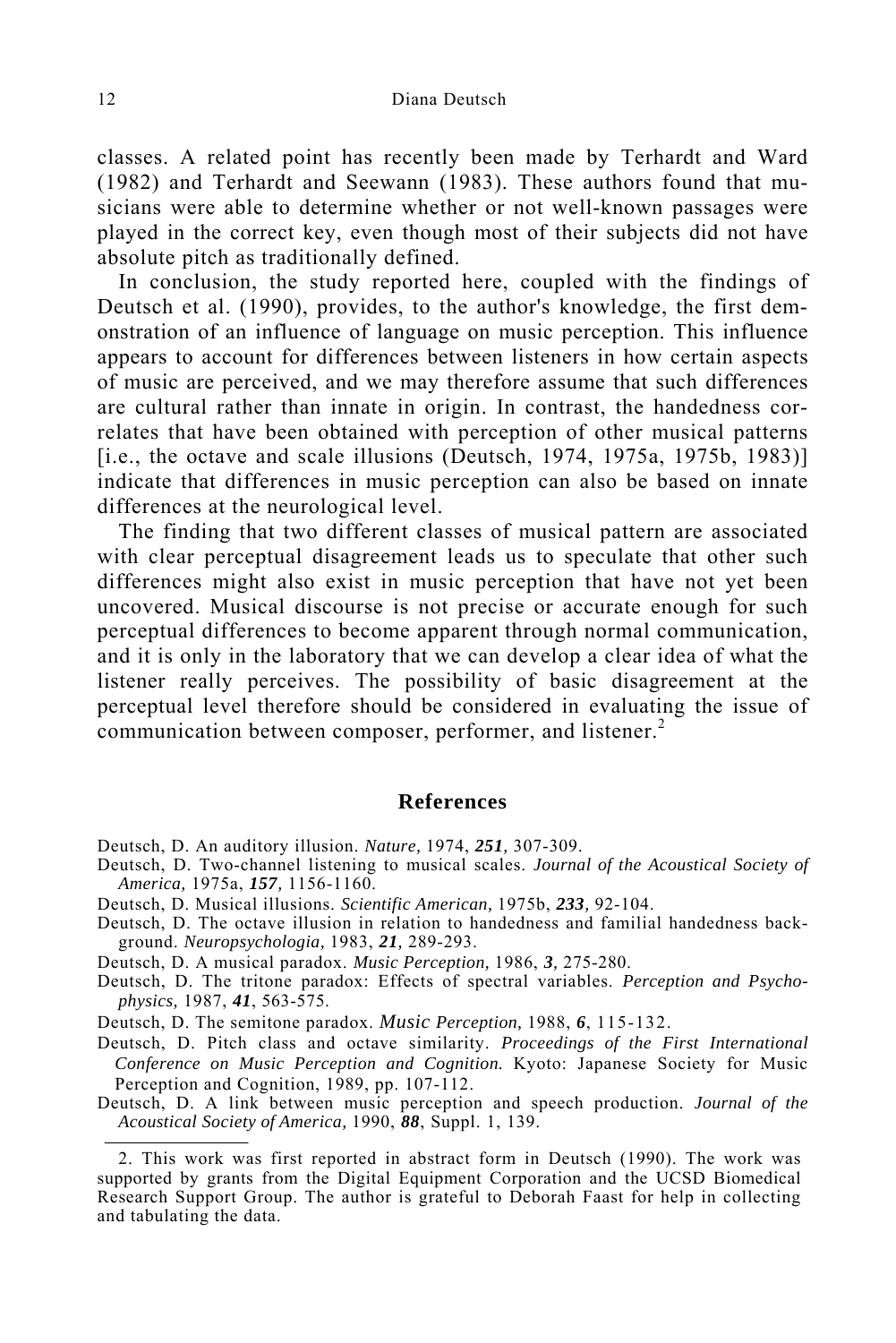classes. A related point has recently been made by Terhardt and Ward (1982) and Terhardt and Seewann (1983). These authors found that musicians were able to determine whether or not well-known passages were played in the correct key, even though most of their subjects did not have absolute pitch as traditionally defined.

In conclusion, the study reported here, coupled with the findings of Deutsch et al. (1990), provides, to the author's knowledge, the first demonstration of an influence of language on music perception. This influence appears to account for differences between listeners in how certain aspects of music are perceived, and we may therefore assume that such differences are cultural rather than innate in origin. In contrast, the handedness correlates that have been obtained with perception of other musical patterns [i.e., the octave and scale illusions (Deutsch, 1974, 1975a, 1975b, 1983)] indicate that differences in music perception can also be based on innate differences at the neurological level.

The finding that two different classes of musical pattern are associated with clear perceptual disagreement leads us to speculate that other such differences might also exist in music perception that have not yet been uncovered. Musical discourse is not precise or accurate enough for such perceptual differences to become apparent through normal communication, and it is only in the laboratory that we can develop a clear idea of what the listener really perceives. The possibility of basic disagreement at the perceptual level therefore should be considered in evaluating the issue of communication between composer, performer, and listener.[2]

## References

Deutsch, D. An auditory illusion. *Nature,* 1974, ***251,*** 307-309.

Deutsch, D. Two-channel listening to musical scales. *Journal of the Acoustical Society of America,* 1975a, ***157,*** 1156-1160.

Deutsch, D. Musical illusions. *Scientific American,* 1975b, ***233,*** 92-104.

Deutsch, D. The octave illusion in relation to handedness and familial handedness background. *Neuropsychologia,* 1983, ***21,*** 289-293.

Deutsch, D. A musical paradox. *Music Perception,* 1986, ***3,*** 275-280.

Deutsch, D. The tritone paradox: Effects of spectral variables. *Perception and Psychophysics,* 1987, ***41***, 563-575.

Deutsch, D. The semitone paradox. *Music Perception,* 1988, ***6***, 115-132.

Deutsch, D. Pitch class and octave similarity. *Proceedings of the First International Conference on Music Perception and Cognition.* Kyoto: Japanese Society for Music Perception and Cognition, 1989, pp. 107-112.

Deutsch, D. A link between music perception and speech production. *Journal of the Acoustical Society of America,* 1990, ***88***, Suppl. 1, 139.

---

2. This work was first reported in abstract form in Deutsch (1990). The work was supported by grants from the Digital Equipment Corporation and the UCSD Biomedical Research Support Group. The author is grateful to Deborah Faast for help in collecting and tabulating the data.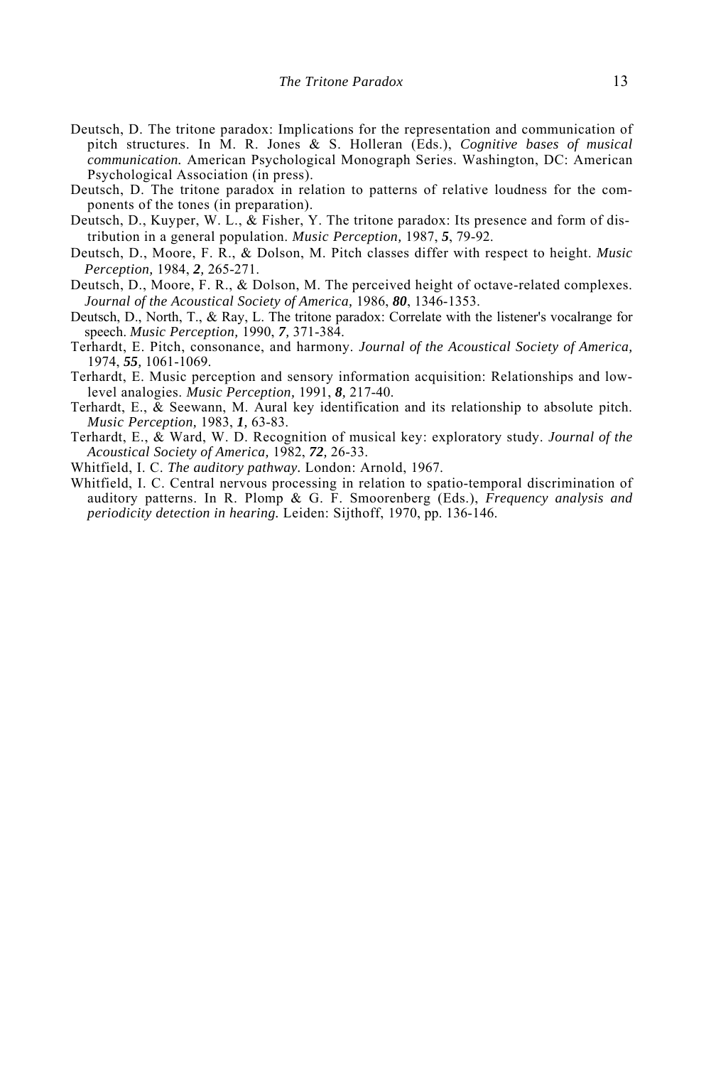Deutsch, D. The tritone paradox: Implications for the representation and communication of pitch structures. In M. R. Jones & S. Holleran (Eds.), *Cognitive bases of musical communication.* American Psychological Monograph Series. Washington, DC: American Psychological Association (in press).

Deutsch, D. The tritone paradox in relation to patterns of relative loudness for the components of the tones (in preparation).

Deutsch, D., Kuyper, W. L., & Fisher, Y. The tritone paradox: Its presence and form of distribution in a general population. *Music Perception,* 1987, ***5***, 79-92.

Deutsch, D., Moore, F. R., & Dolson, M. Pitch classes differ with respect to height. *Music Perception,* 1984, ***2,*** 265-271.

Deutsch, D., Moore, F. R., & Dolson, M. The perceived height of octave-related complexes. *Journal of the Acoustical Society of America,* 1986, ***80***, 1346-1353.

Deutsch, D., North, T., & Ray, L. The tritone paradox: Correlate with the listener's vocalrange for speech. *Music Perception,* 1990, ***7,*** 371-384.

Terhardt, E. Pitch, consonance, and harmony. *Journal of the Acoustical Society of America,* 1974, ***55,*** 1061-1069.

Terhardt, E. Music perception and sensory information acquisition: Relationships and low-level analogies. *Music Perception,* 1991, ***8,*** 217-40.

Terhardt, E., & Seewann, M. Aural key identification and its relationship to absolute pitch. *Music Perception,* 1983, ***1,*** 63-83.

Terhardt, E., & Ward, W. D. Recognition of musical key: exploratory study. *Journal of the Acoustical Society of America,* 1982, ***72,*** 26-33.

Whitfield, I. C. *The auditory pathway.* London: Arnold, 1967.

Whitfield, I. C. Central nervous processing in relation to spatio-temporal discrimination of auditory patterns. In R. Plomp & G. F. Smoorenberg (Eds.), *Frequency analysis and periodicity detection in hearing.* Leiden: Sijthoff, 1970, pp. 136-146.